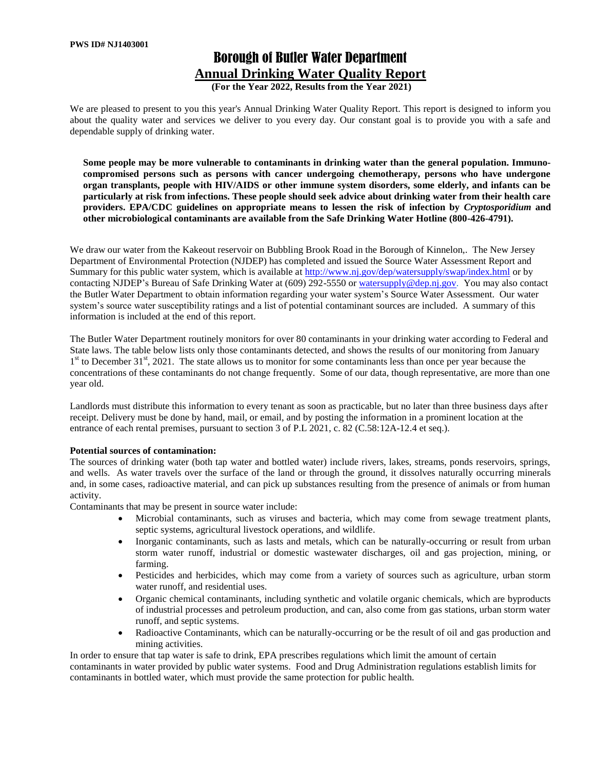**PWS ID# NJ1403001**

# Borough of Butler Water Department

## Annual Drinking Water Quality Report

**(For the Year 2022, Results from the Year 2021)**

We are pleased to present to you this year's Annual Drinking Water Quality Report. This report is designed to inform you about the quality water and services we deliver to you every day. Our constant goal is to provide you with a safe and dependable supply of drinking water.

**Some people may be more vulnerable to contaminants in drinking water than the general population. Immuno-compromised persons such as persons with cancer undergoing chemotherapy, persons who have undergone organ transplants, people with HIV/AIDS or other immune system disorders, some elderly, and infants can be particularly at risk from infections. These people should seek advice about drinking water from their health care providers. EPA/CDC guidelines on appropriate means to lessen the risk of infection by *Cryptosporidium* and other microbiological contaminants are available from the Safe Drinking Water Hotline (800-426-4791).**

We draw our water from the Kakeout reservoir on Bubbling Brook Road in the Borough of Kinnelon,. The New Jersey Department of Environmental Protection (NJDEP) has completed and issued the Source Water Assessment Report and Summary for this public water system, which is available at http://www.nj.gov/dep/watersupply/swap/index.html or by contacting NJDEP's Bureau of Safe Drinking Water at (609) 292-5550 or watersupply@dep.nj.gov. You may also contact the Butler Water Department to obtain information regarding your water system's Source Water Assessment. Our water system's source water susceptibility ratings and a list of potential contaminant sources are included. A summary of this information is included at the end of this report.

The Butler Water Department routinely monitors for over 80 contaminants in your drinking water according to Federal and State laws. The table below lists only those contaminants detected, and shows the results of our monitoring from January 1st to December 31st, 2021. The state allows us to monitor for some contaminants less than once per year because the concentrations of these contaminants do not change frequently. Some of our data, though representative, are more than one year old.

Landlords must distribute this information to every tenant as soon as practicable, but no later than three business days after receipt. Delivery must be done by hand, mail, or email, and by posting the information in a prominent location at the entrance of each rental premises, pursuant to section 3 of P.L 2021, c. 82 (C.58:12A-12.4 et seq.).

**Potential sources of contamination:**

The sources of drinking water (both tap water and bottled water) include rivers, lakes, streams, ponds reservoirs, springs, and wells. As water travels over the surface of the land or through the ground, it dissolves naturally occurring minerals and, in some cases, radioactive material, and can pick up substances resulting from the presence of animals or from human activity.

Contaminants that may be present in source water include:

- Microbial contaminants, such as viruses and bacteria, which may come from sewage treatment plants, septic systems, agricultural livestock operations, and wildlife.
- Inorganic contaminants, such as lasts and metals, which can be naturally-occurring or result from urban storm water runoff, industrial or domestic wastewater discharges, oil and gas projection, mining, or farming.
- Pesticides and herbicides, which may come from a variety of sources such as agriculture, urban storm water runoff, and residential uses.
- Organic chemical contaminants, including synthetic and volatile organic chemicals, which are byproducts of industrial processes and petroleum production, and can, also come from gas stations, urban storm water runoff, and septic systems.
- Radioactive Contaminants, which can be naturally-occurring or be the result of oil and gas production and mining activities.

In order to ensure that tap water is safe to drink, EPA prescribes regulations which limit the amount of certain contaminants in water provided by public water systems. Food and Drug Administration regulations establish limits for contaminants in bottled water, which must provide the same protection for public health.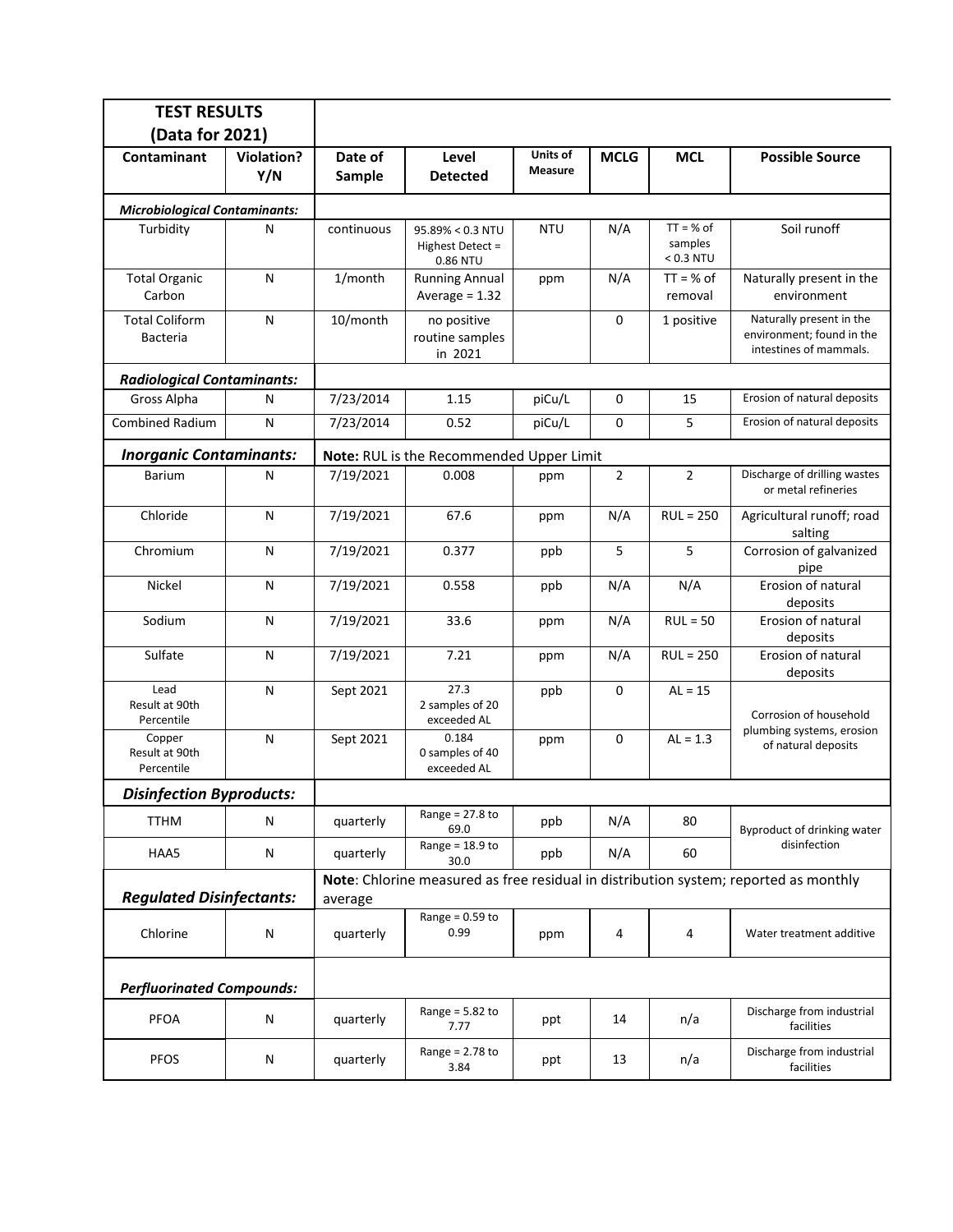| TEST RESULTS (Data for 2021) | | | | | | | |
|---|---|---|---|---|---|---|---|
| **Contaminant** | **Violation? Y/N** | **Date of Sample** | **Level Detected** | **Units of Measure** | **MCLG** | **MCL** | **Possible Source** |
| ***Microbiological Contaminants:*** | | | | | | | |
| Turbidity | N | continuous | 95.89% < 0.3 NTU Highest Detect = 0.86 NTU | NTU | N/A | TT = % of samples < 0.3 NTU | Soil runoff |
| Total Organic Carbon | N | 1/month | Running Annual Average = 1.32 | ppm | N/A | TT = % of removal | Naturally present in the environment |
| Total Coliform Bacteria | N | 10/month | no positive routine samples in 2021 | | 0 | 1 positive | Naturally present in the environment; found in the intestines of mammals. |
| ***Radiological Contaminants:*** | | | | | | | |
| Gross Alpha | N | 7/23/2014 | 1.15 | piCu/L | 0 | 15 | Erosion of natural deposits |
| Combined Radium | N | 7/23/2014 | 0.52 | piCu/L | 0 | 5 | Erosion of natural deposits |
| ***Inorganic Contaminants:*** | | **Note:** RUL is the Recommended Upper Limit | | | | | |
| Barium | N | 7/19/2021 | 0.008 | ppm | 2 | 2 | Discharge of drilling wastes or metal refineries |
| Chloride | N | 7/19/2021 | 67.6 | ppm | N/A | RUL = 250 | Agricultural runoff; road salting |
| Chromium | N | 7/19/2021 | 0.377 | ppb | 5 | 5 | Corrosion of galvanized pipe |
| Nickel | N | 7/19/2021 | 0.558 | ppb | N/A | N/A | Erosion of natural deposits |
| Sodium | N | 7/19/2021 | 33.6 | ppm | N/A | RUL = 50 | Erosion of natural deposits |
| Sulfate | N | 7/19/2021 | 7.21 | ppm | N/A | RUL = 250 | Erosion of natural deposits |
| Lead Result at 90th Percentile | N | Sept 2021 | 27.3 2 samples of 20 exceeded AL | ppb | 0 | AL = 15 | Corrosion of household plumbing systems, erosion of natural deposits |
| Copper Result at 90th Percentile | N | Sept 2021 | 0.184 0 samples of 40 exceeded AL | ppm | 0 | AL = 1.3 | Corrosion of household plumbing systems, erosion of natural deposits |
| ***Disinfection Byproducts:*** | | | | | | | |
| TTHM | N | quarterly | Range = 27.8 to 69.0 | ppb | N/A | 80 | Byproduct of drinking water disinfection |
| HAA5 | N | quarterly | Range = 18.9 to 30.0 | ppb | N/A | 60 | Byproduct of drinking water disinfection |
| ***Regulated Disinfectants:*** | | **Note**: Chlorine measured as free residual in distribution system; reported as monthly average | | | | | |
| Chlorine | N | quarterly | Range = 0.59 to 0.99 | ppm | 4 | 4 | Water treatment additive |
| ***Perfluorinated Compounds:*** | | | | | | | |
| PFOA | N | quarterly | Range = 5.82 to 7.77 | ppt | 14 | n/a | Discharge from industrial facilities |
| PFOS | N | quarterly | Range = 2.78 to 3.84 | ppt | 13 | n/a | Discharge from industrial facilities |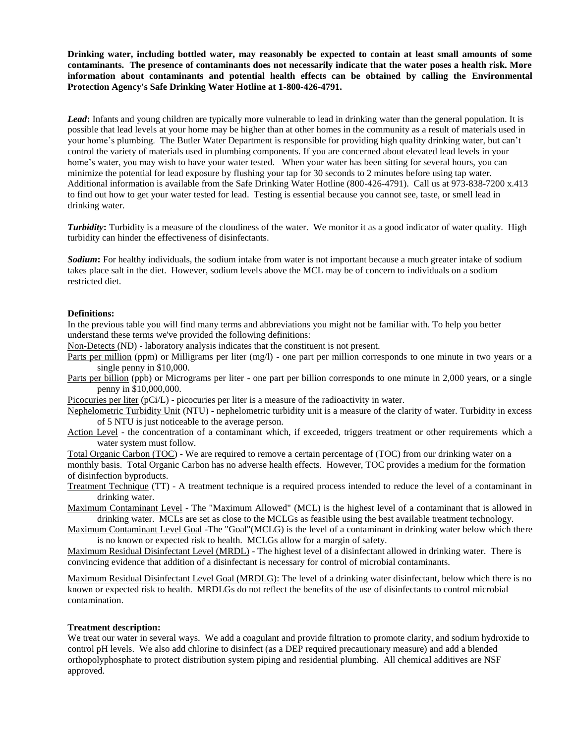**Drinking water, including bottled water, may reasonably be expected to contain at least small amounts of some contaminants. The presence of contaminants does not necessarily indicate that the water poses a health risk. More information about contaminants and potential health effects can be obtained by calling the Environmental Protection Agency's Safe Drinking Water Hotline at 1-800-426-4791.**

***Lead*:** Infants and young children are typically more vulnerable to lead in drinking water than the general population. It is possible that lead levels at your home may be higher than at other homes in the community as a result of materials used in your home's plumbing. The Butler Water Department is responsible for providing high quality drinking water, but can't control the variety of materials used in plumbing components. If you are concerned about elevated lead levels in your home's water, you may wish to have your water tested. When your water has been sitting for several hours, you can minimize the potential for lead exposure by flushing your tap for 30 seconds to 2 minutes before using tap water. Additional information is available from the Safe Drinking Water Hotline (800-426-4791). Call us at 973-838-7200 x.413 to find out how to get your water tested for lead. Testing is essential because you cannot see, taste, or smell lead in drinking water.

***Turbidity*:** Turbidity is a measure of the cloudiness of the water. We monitor it as a good indicator of water quality. High turbidity can hinder the effectiveness of disinfectants.

***Sodium*:** For healthy individuals, the sodium intake from water is not important because a much greater intake of sodium takes place salt in the diet. However, sodium levels above the MCL may be of concern to individuals on a sodium restricted diet.

**Definitions:**

In the previous table you will find many terms and abbreviations you might not be familiar with. To help you better understand these terms we've provided the following definitions:

Non-Detects (ND) - laboratory analysis indicates that the constituent is not present.

Parts per million (ppm) or Milligrams per liter (mg/l) - one part per million corresponds to one minute in two years or a single penny in $10,000.

Parts per billion (ppb) or Micrograms per liter - one part per billion corresponds to one minute in 2,000 years, or a single penny in $10,000,000.

Picocuries per liter (pCi/L) - picocuries per liter is a measure of the radioactivity in water.

Nephelometric Turbidity Unit (NTU) - nephelometric turbidity unit is a measure of the clarity of water. Turbidity in excess of 5 NTU is just noticeable to the average person.

Action Level - the concentration of a contaminant which, if exceeded, triggers treatment or other requirements which a water system must follow.

Total Organic Carbon (TOC) - We are required to remove a certain percentage of (TOC) from our drinking water on a monthly basis. Total Organic Carbon has no adverse health effects. However, TOC provides a medium for the formation of disinfection byproducts.

Treatment Technique (TT) - A treatment technique is a required process intended to reduce the level of a contaminant in drinking water.

Maximum Contaminant Level - The "Maximum Allowed" (MCL) is the highest level of a contaminant that is allowed in drinking water. MCLs are set as close to the MCLGs as feasible using the best available treatment technology.

Maximum Contaminant Level Goal -The "Goal"(MCLG) is the level of a contaminant in drinking water below which there is no known or expected risk to health. MCLGs allow for a margin of safety.

Maximum Residual Disinfectant Level (MRDL) - The highest level of a disinfectant allowed in drinking water. There is convincing evidence that addition of a disinfectant is necessary for control of microbial contaminants.

Maximum Residual Disinfectant Level Goal (MRDLG): The level of a drinking water disinfectant, below which there is no known or expected risk to health. MRDLGs do not reflect the benefits of the use of disinfectants to control microbial contamination.

**Treatment description:**

We treat our water in several ways. We add a coagulant and provide filtration to promote clarity, and sodium hydroxide to control pH levels. We also add chlorine to disinfect (as a DEP required precautionary measure) and add a blended orthopolyphosphate to protect distribution system piping and residential plumbing. All chemical additives are NSF approved.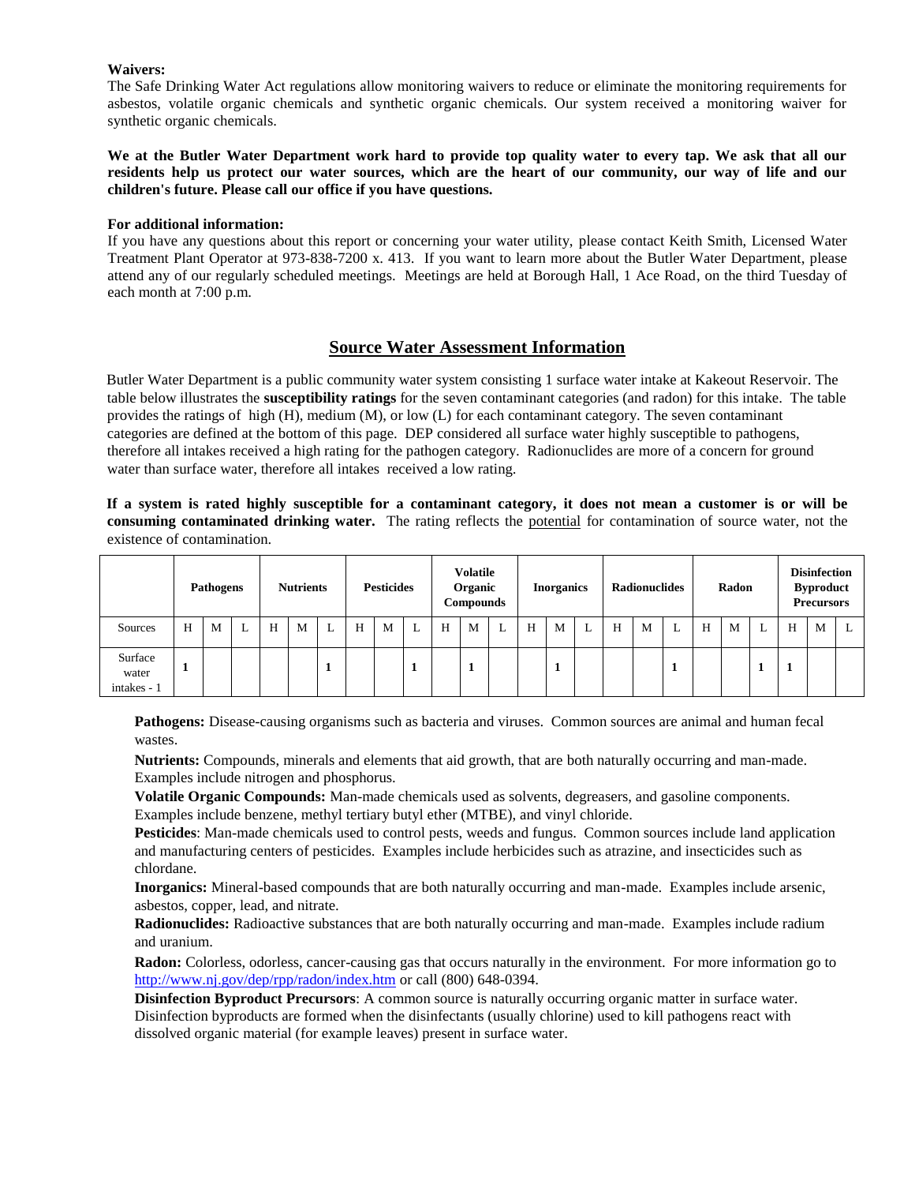**Waivers:**
The Safe Drinking Water Act regulations allow monitoring waivers to reduce or eliminate the monitoring requirements for asbestos, volatile organic chemicals and synthetic organic chemicals. Our system received a monitoring waiver for synthetic organic chemicals.

**We at the Butler Water Department work hard to provide top quality water to every tap. We ask that all our residents help us protect our water sources, which are the heart of our community, our way of life and our children's future. Please call our office if you have questions.**

**For additional information:**
If you have any questions about this report or concerning your water utility, please contact Keith Smith, Licensed Water Treatment Plant Operator at 973-838-7200 x. 413. If you want to learn more about the Butler Water Department, please attend any of our regularly scheduled meetings. Meetings are held at Borough Hall, 1 Ace Road, on the third Tuesday of each month at 7:00 p.m.

## Source Water Assessment Information

Butler Water Department is a public community water system consisting 1 surface water intake at Kakeout Reservoir. The table below illustrates the **susceptibility ratings** for the seven contaminant categories (and radon) for this intake. The table provides the ratings of high (H), medium (M), or low (L) for each contaminant category. The seven contaminant categories are defined at the bottom of this page. DEP considered all surface water highly susceptible to pathogens, therefore all intakes received a high rating for the pathogen category. Radionuclides are more of a concern for ground water than surface water, therefore all intakes received a low rating.

**If a system is rated highly susceptible for a contaminant category, it does not mean a customer is or will be consuming contaminated drinking water.** The rating reflects the potential for contamination of source water, not the existence of contamination.

| | Pathogens | | | Nutrients | | | Pesticides | | | Volatile Organic Compounds | | | Inorganics | | | Radionuclides | | | Radon | | | Disinfection Byproduct Precursors | | |
|---|---|---|---|---|---|---|---|---|---|---|---|---|---|---|---|---|---|---|---|---|---|---|---|---|
| Sources | H | M | L | H | M | L | H | M | L | H | M | L | H | M | L | H | M | L | H | M | L | H | M | L |
| Surface water intakes - 1 | **1** | | | | | **1** | | | **1** | | **1** | | | **1** | | | | **1** | | | **1** | **1** | | |

**Pathogens:** Disease-causing organisms such as bacteria and viruses. Common sources are animal and human fecal wastes.

**Nutrients:** Compounds, minerals and elements that aid growth, that are both naturally occurring and man-made. Examples include nitrogen and phosphorus.

**Volatile Organic Compounds:** Man-made chemicals used as solvents, degreasers, and gasoline components. Examples include benzene, methyl tertiary butyl ether (MTBE), and vinyl chloride.

**Pesticides**: Man-made chemicals used to control pests, weeds and fungus. Common sources include land application and manufacturing centers of pesticides. Examples include herbicides such as atrazine, and insecticides such as chlordane.

**Inorganics:** Mineral-based compounds that are both naturally occurring and man-made. Examples include arsenic, asbestos, copper, lead, and nitrate.

**Radionuclides:** Radioactive substances that are both naturally occurring and man-made. Examples include radium and uranium.

**Radon:** Colorless, odorless, cancer-causing gas that occurs naturally in the environment. For more information go to http://www.nj.gov/dep/rpp/radon/index.htm or call (800) 648-0394.

**Disinfection Byproduct Precursors**: A common source is naturally occurring organic matter in surface water. Disinfection byproducts are formed when the disinfectants (usually chlorine) used to kill pathogens react with dissolved organic material (for example leaves) present in surface water.